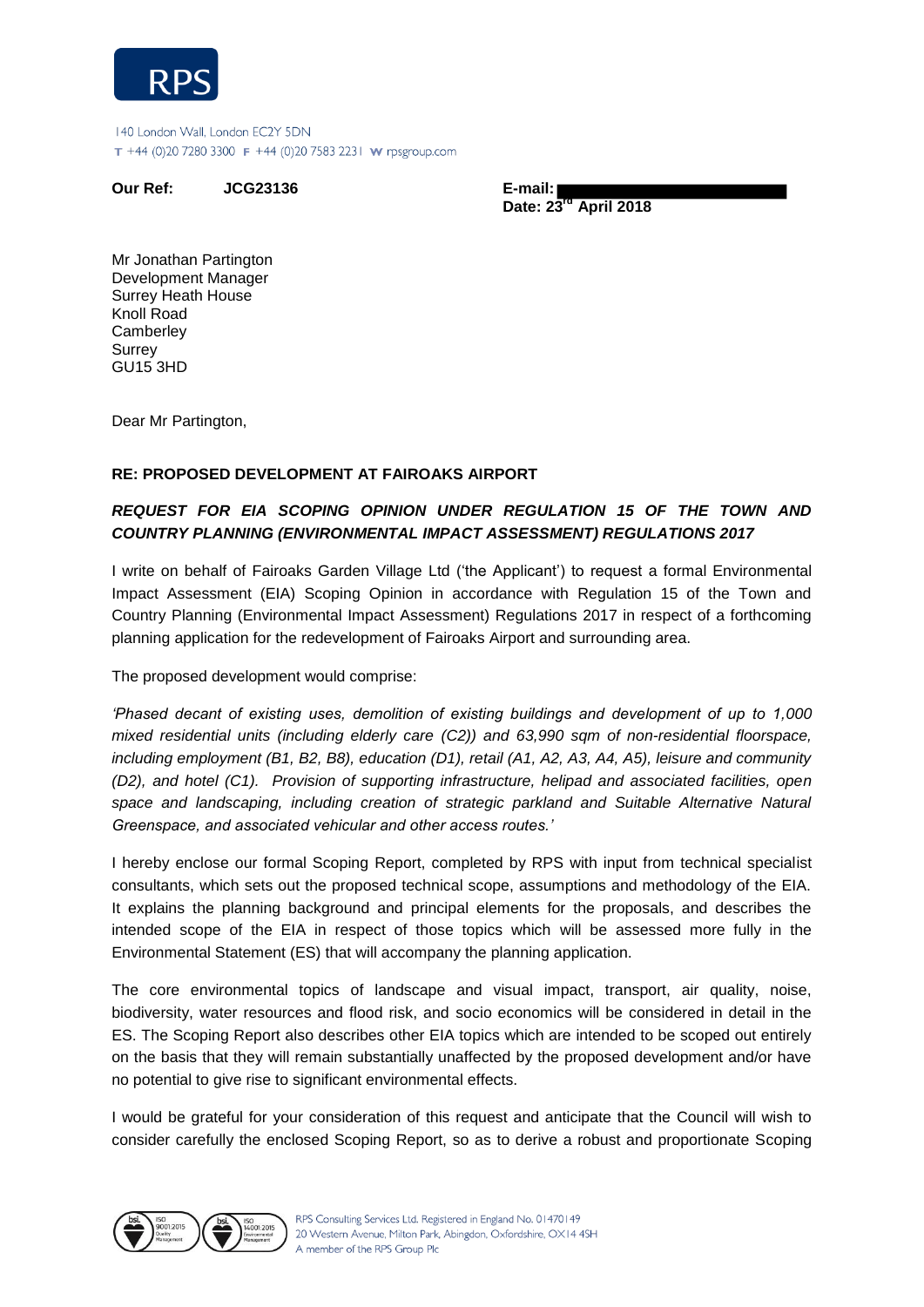RPS

140 London Wall, London EC2Y 5DN
T +44 (0)20 7280 3300 F +44 (0)20 7583 2231 W rpsgroup.com

**Our Ref:** **JCG23136**

**E-mail:**
**Date: 23rd April 2018**

Mr Jonathan Partington
Development Manager
Surrey Heath House
Knoll Road
Camberley
Surrey
GU15 3HD

Dear Mr Partington,

**RE: PROPOSED DEVELOPMENT AT FAIROAKS AIRPORT**

***REQUEST FOR EIA SCOPING OPINION UNDER REGULATION 15 OF THE TOWN AND COUNTRY PLANNING (ENVIRONMENTAL IMPACT ASSESSMENT) REGULATIONS 2017***

I write on behalf of Fairoaks Garden Village Ltd ('the Applicant') to request a formal Environmental Impact Assessment (EIA) Scoping Opinion in accordance with Regulation 15 of the Town and Country Planning (Environmental Impact Assessment) Regulations 2017 in respect of a forthcoming planning application for the redevelopment of Fairoaks Airport and surrounding area.

The proposed development would comprise:

*'Phased decant of existing uses, demolition of existing buildings and development of up to 1,000 mixed residential units (including elderly care (C2)) and 63,990 sqm of non-residential floorspace, including employment (B1, B2, B8), education (D1), retail (A1, A2, A3, A4, A5), leisure and community (D2), and hotel (C1). Provision of supporting infrastructure, helipad and associated facilities, open space and landscaping, including creation of strategic parkland and Suitable Alternative Natural Greenspace, and associated vehicular and other access routes.'*

I hereby enclose our formal Scoping Report, completed by RPS with input from technical specialist consultants, which sets out the proposed technical scope, assumptions and methodology of the EIA. It explains the planning background and principal elements for the proposals, and describes the intended scope of the EIA in respect of those topics which will be assessed more fully in the Environmental Statement (ES) that will accompany the planning application.

The core environmental topics of landscape and visual impact, transport, air quality, noise, biodiversity, water resources and flood risk, and socio economics will be considered in detail in the ES. The Scoping Report also describes other EIA topics which are intended to be scoped out entirely on the basis that they will remain substantially unaffected by the proposed development and/or have no potential to give rise to significant environmental effects.

I would be grateful for your consideration of this request and anticipate that the Council will wish to consider carefully the enclosed Scoping Report, so as to derive a robust and proportionate Scoping

RPS Consulting Services Ltd. Registered in England No. 01470149
20 Western Avenue, Milton Park, Abingdon, Oxfordshire, OX14 4SH
A member of the RPS Group Plc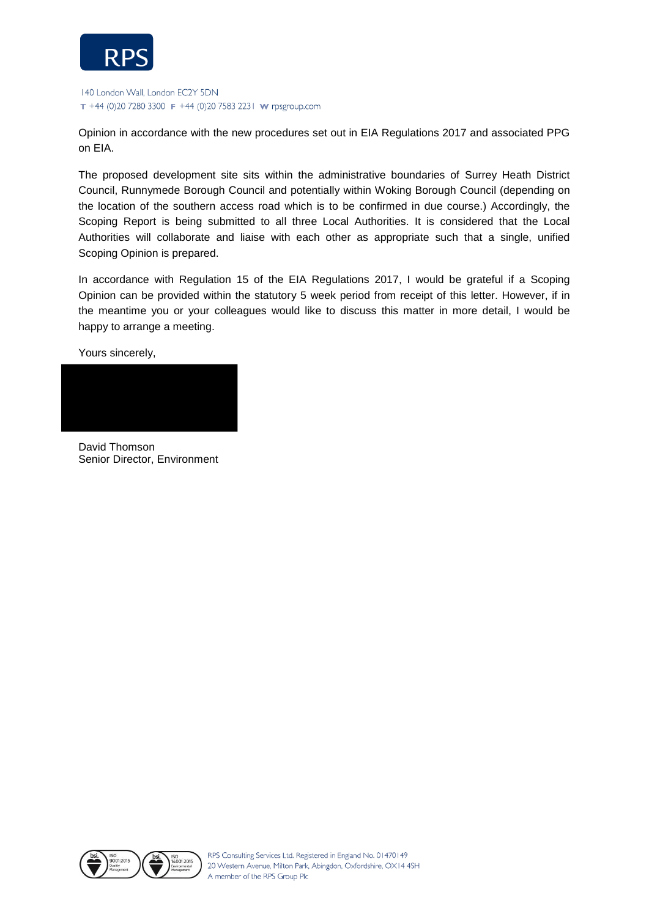140 London Wall, London EC2Y 5DN
T +44 (0)20 7280 3300 F +44 (0)20 7583 2231 W rpsgroup.com

Opinion in accordance with the new procedures set out in EIA Regulations 2017 and associated PPG on EIA.

The proposed development site sits within the administrative boundaries of Surrey Heath District Council, Runnymede Borough Council and potentially within Woking Borough Council (depending on the location of the southern access road which is to be confirmed in due course.) Accordingly, the Scoping Report is being submitted to all three Local Authorities. It is considered that the Local Authorities will collaborate and liaise with each other as appropriate such that a single, unified Scoping Opinion is prepared.

In accordance with Regulation 15 of the EIA Regulations 2017, I would be grateful if a Scoping Opinion can be provided within the statutory 5 week period from receipt of this letter. However, if in the meantime you or your colleagues would like to discuss this matter in more detail, I would be happy to arrange a meeting.

Yours sincerely,

David Thomson
Senior Director, Environment

RPS Consulting Services Ltd. Registered in England No. 01470149
20 Western Avenue, Milton Park, Abingdon, Oxfordshire, OX14 4SH
A member of the RPS Group Plc